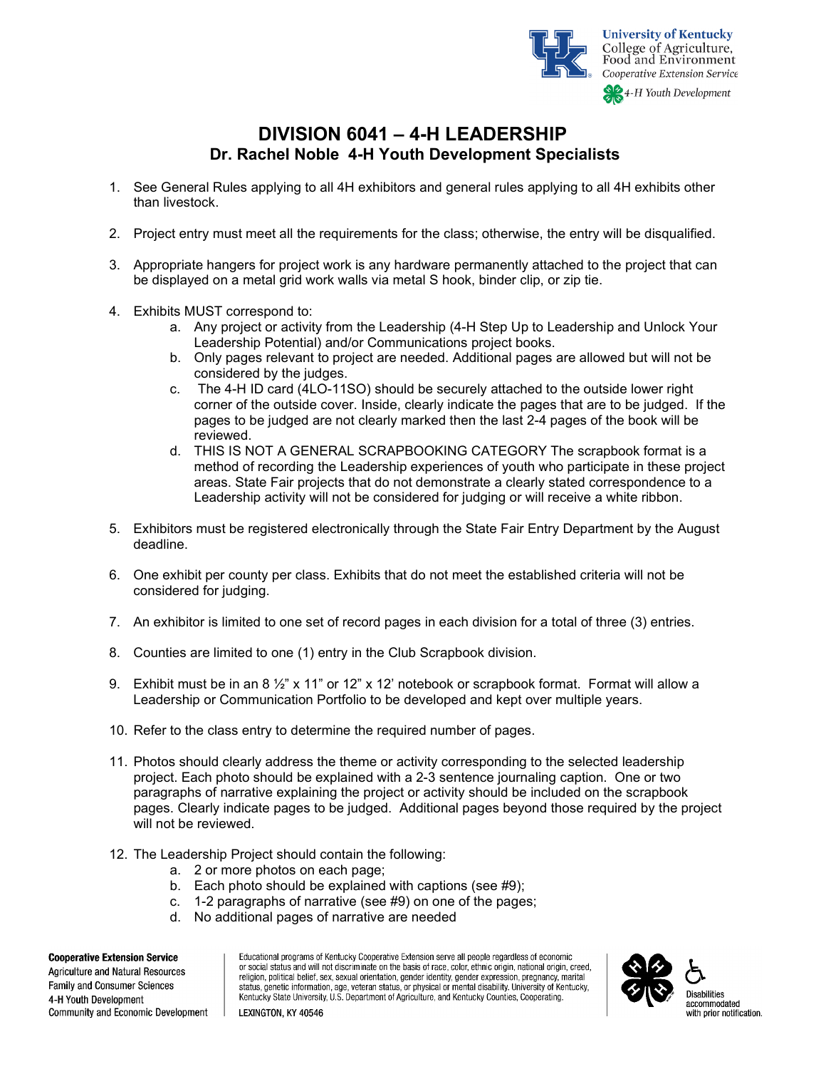University of Kentucky
College of Agriculture, Food and Environment
Cooperative Extension Service
4-H Youth Development

# DIVISION 6041 – 4-H LEADERSHIP

## Dr. Rachel Noble 4-H Youth Development Specialists

1. See General Rules applying to all 4H exhibitors and general rules applying to all 4H exhibits other than livestock.

2. Project entry must meet all the requirements for the class; otherwise, the entry will be disqualified.

3. Appropriate hangers for project work is any hardware permanently attached to the project that can be displayed on a metal grid work walls via metal S hook, binder clip, or zip tie.

4. Exhibits MUST correspond to:
   a. Any project or activity from the Leadership (4-H Step Up to Leadership and Unlock Your Leadership Potential) and/or Communications project books.
   b. Only pages relevant to project are needed. Additional pages are allowed but will not be considered by the judges.
   c. The 4-H ID card (4LO-11SO) should be securely attached to the outside lower right corner of the outside cover. Inside, clearly indicate the pages that are to be judged. If the pages to be judged are not clearly marked then the last 2-4 pages of the book will be reviewed.
   d. THIS IS NOT A GENERAL SCRAPBOOKING CATEGORY The scrapbook format is a method of recording the Leadership experiences of youth who participate in these project areas. State Fair projects that do not demonstrate a clearly stated correspondence to a Leadership activity will not be considered for judging or will receive a white ribbon.

5. Exhibitors must be registered electronically through the State Fair Entry Department by the August deadline.

6. One exhibit per county per class. Exhibits that do not meet the established criteria will not be considered for judging.

7. An exhibitor is limited to one set of record pages in each division for a total of three (3) entries.

8. Counties are limited to one (1) entry in the Club Scrapbook division.

9. Exhibit must be in an 8 ½" x 11" or 12" x 12' notebook or scrapbook format. Format will allow a Leadership or Communication Portfolio to be developed and kept over multiple years.

10. Refer to the class entry to determine the required number of pages.

11. Photos should clearly address the theme or activity corresponding to the selected leadership project. Each photo should be explained with a 2-3 sentence journaling caption. One or two paragraphs of narrative explaining the project or activity should be included on the scrapbook pages. Clearly indicate pages to be judged. Additional pages beyond those required by the project will not be reviewed.

12. The Leadership Project should contain the following:
    a. 2 or more photos on each page;
    b. Each photo should be explained with captions (see #9);
    c. 1-2 paragraphs of narrative (see #9) on one of the pages;
    d. No additional pages of narrative are needed

**Cooperative Extension Service**
Agriculture and Natural Resources
Family and Consumer Sciences
4-H Youth Development
Community and Economic Development

Educational programs of Kentucky Cooperative Extension serve all people regardless of economic or social status and will not discriminate on the basis of race, color, ethnic origin, national origin, creed, religion, political belief, sex, sexual orientation, gender identity, gender expression, pregnancy, marital status, genetic information, age, veteran status, or physical or mental disability. University of Kentucky, Kentucky State University, U.S. Department of Agriculture, and Kentucky Counties, Cooperating.

LEXINGTON, KY 40546

Disabilities accommodated with prior notification.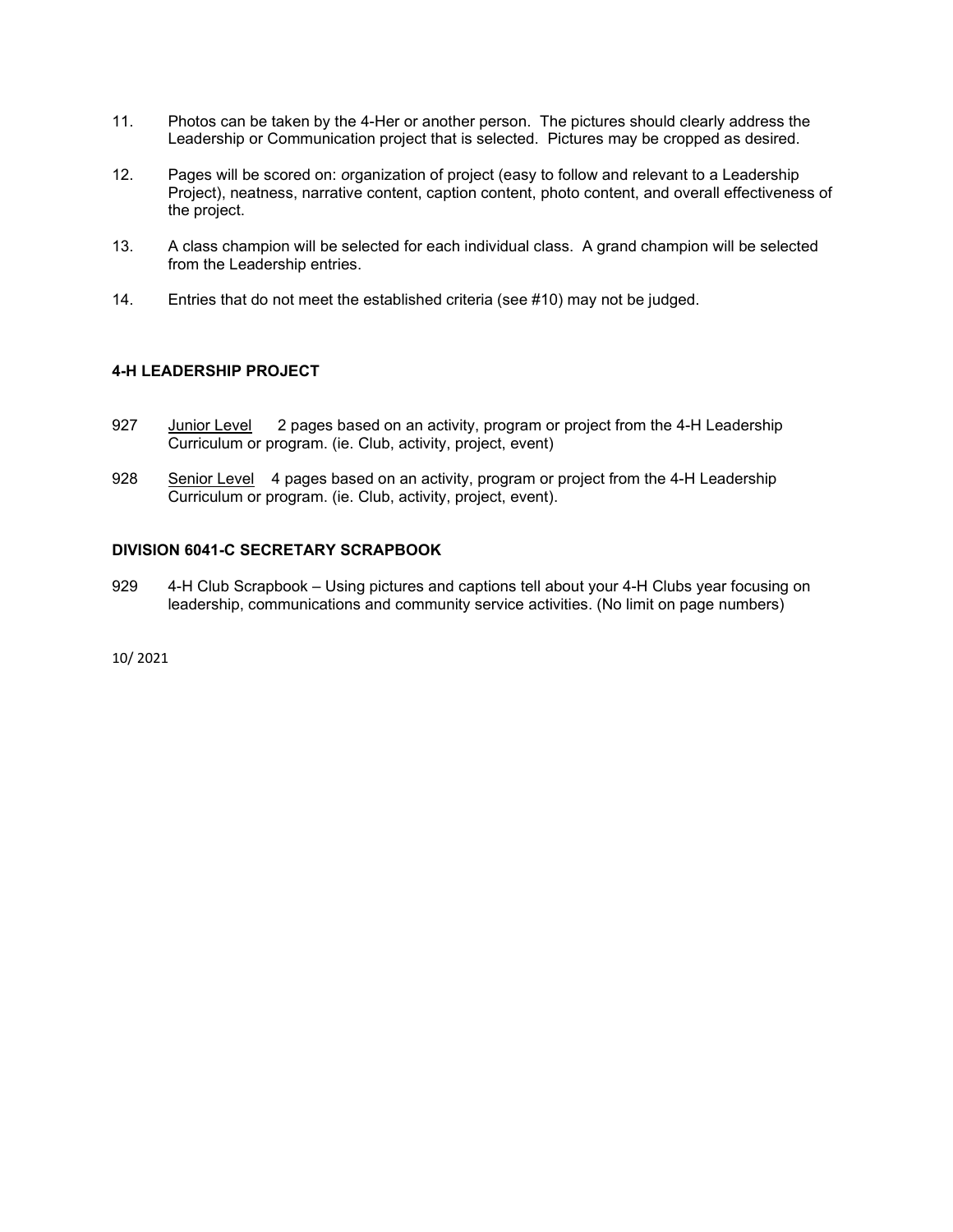11. Photos can be taken by the 4-Her or another person. The pictures should clearly address the Leadership or Communication project that is selected. Pictures may be cropped as desired.

12. Pages will be scored on: organization of project (easy to follow and relevant to a Leadership Project), neatness, narrative content, caption content, photo content, and overall effectiveness of the project.

13. A class champion will be selected for each individual class. A grand champion will be selected from the Leadership entries.

14. Entries that do not meet the established criteria (see #10) may not be judged.

**4-H LEADERSHIP PROJECT**

927 <u>Junior Level</u> 2 pages based on an activity, program or project from the 4-H Leadership Curriculum or program. (ie. Club, activity, project, event)

928 <u>Senior Level</u> 4 pages based on an activity, program or project from the 4-H Leadership Curriculum or program. (ie. Club, activity, project, event).

**DIVISION 6041-C SECRETARY SCRAPBOOK**

929 4-H Club Scrapbook – Using pictures and captions tell about your 4-H Clubs year focusing on leadership, communications and community service activities. (No limit on page numbers)

10/ 2021